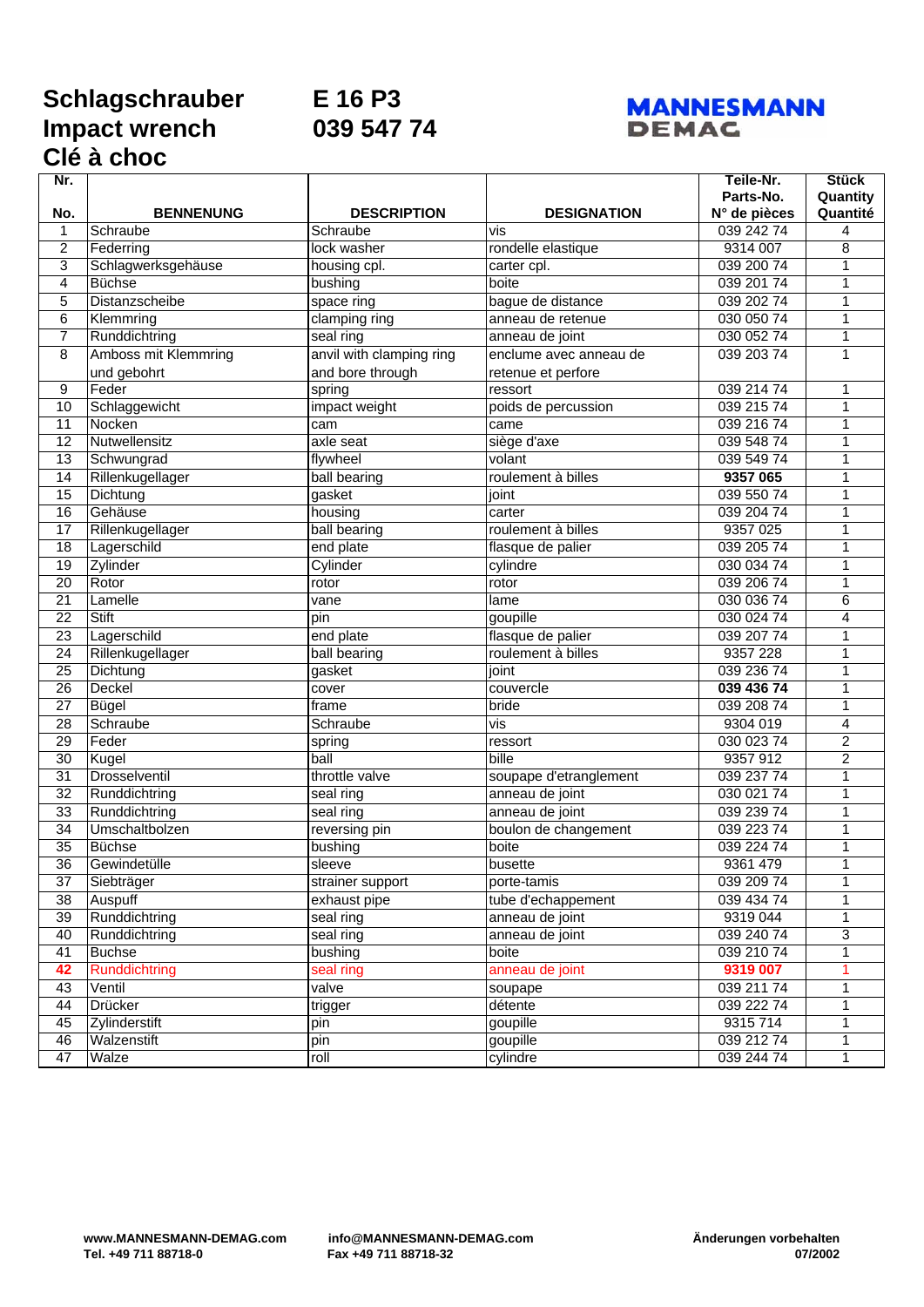# Schlagschrauber E 16 P3
# Impact wrench 039 547 74
# Clé à choc

MANNESMANN DEMAG

| Nr. No. | BENNENUNG | DESCRIPTION | DESIGNATION | Teile-Nr. Parts-No. N° de pièces | Stück Quantity Quantité |
|---|---|---|---|---|---|
| 1 | Schraube | Schraube | vis | 039 242 74 | 4 |
| 2 | Federring | lock washer | rondelle elastique | 9314 007 | 8 |
| 3 | Schlagwerksgehäuse | housing cpl. | carter cpl. | 039 200 74 | 1 |
| 4 | Büchse | bushing | boite | 039 201 74 | 1 |
| 5 | Distanzscheibe | space ring | bague de distance | 039 202 74 | 1 |
| 6 | Klemmring | clamping ring | anneau de retenue | 030 050 74 | 1 |
| 7 | Runddichtring | seal ring | anneau de joint | 030 052 74 | 1 |
| 8 | Amboss mit Klemmring und gebohrt | anvil with clamping ring and bore through | enclume avec anneau de retenue et perfore | 039 203 74 | 1 |
| 9 | Feder | spring | ressort | 039 214 74 | 1 |
| 10 | Schlaggewicht | impact weight | poids de percussion | 039 215 74 | 1 |
| 11 | Nocken | cam | came | 039 216 74 | 1 |
| 12 | Nutwellensitz | axle seat | siège d'axe | 039 548 74 | 1 |
| 13 | Schwungrad | flywheel | volant | 039 549 74 | 1 |
| 14 | Rillenkugellager | ball bearing | roulement à billes | **9357 065** | 1 |
| 15 | Dichtung | gasket | joint | 039 550 74 | 1 |
| 16 | Gehäuse | housing | carter | 039 204 74 | 1 |
| 17 | Rillenkugellager | ball bearing | roulement à billes | 9357 025 | 1 |
| 18 | Lagerschild | end plate | flasque de palier | 039 205 74 | 1 |
| 19 | Zylinder | Cylinder | cylindre | 030 034 74 | 1 |
| 20 | Rotor | rotor | rotor | 039 206 74 | 1 |
| 21 | Lamelle | vane | lame | 030 036 74 | 6 |
| 22 | Stift | pin | goupille | 030 024 74 | 4 |
| 23 | Lagerschild | end plate | flasque de palier | 039 207 74 | 1 |
| 24 | Rillenkugellager | ball bearing | roulement à billes | 9357 228 | 1 |
| 25 | Dichtung | gasket | joint | 039 236 74 | 1 |
| 26 | Deckel | cover | couvercle | **039 436 74** | 1 |
| 27 | Bügel | frame | bride | 039 208 74 | 1 |
| 28 | Schraube | Schraube | vis | 9304 019 | 4 |
| 29 | Feder | spring | ressort | 030 023 74 | 2 |
| 30 | Kugel | ball | bille | 9357 912 | 2 |
| 31 | Drosselventil | throttle valve | soupape d'etranglement | 039 237 74 | 1 |
| 32 | Runddichtring | seal ring | anneau de joint | 030 021 74 | 1 |
| 33 | Runddichtring | seal ring | anneau de joint | 039 239 74 | 1 |
| 34 | Umschaltbolzen | reversing pin | boulon de changement | 039 223 74 | 1 |
| 35 | Büchse | bushing | boite | 039 224 74 | 1 |
| 36 | Gewindetülle | sleeve | busette | 9361 479 | 1 |
| 37 | Siebträger | strainer support | porte-tamis | 039 209 74 | 1 |
| 38 | Auspuff | exhaust pipe | tube d'echappement | 039 434 74 | 1 |
| 39 | Runddichtring | seal ring | anneau de joint | 9319 044 | 1 |
| 40 | Runddichtring | seal ring | anneau de joint | 039 240 74 | 3 |
| 41 | Buchse | bushing | boite | 039 210 74 | 1 |
| **42** | Runddichtring | seal ring | anneau de joint | **9319 007** | 1 |
| 43 | Ventil | valve | soupape | 039 211 74 | 1 |
| 44 | Drücker | trigger | détente | 039 222 74 | 1 |
| 45 | Zylinderstift | pin | goupille | 9315 714 | 1 |
| 46 | Walzenstift | pin | goupille | 039 212 74 | 1 |
| 47 | Walze | roll | cylindre | 039 244 74 | 1 |

**www.MANNESMANN-DEMAG.com**
**Tel. +49 711 88718-0**

**info@MANNESMANN-DEMAG.com**
**Fax +49 711 88718-32**

**Änderungen vorbehalten**
**07/2002**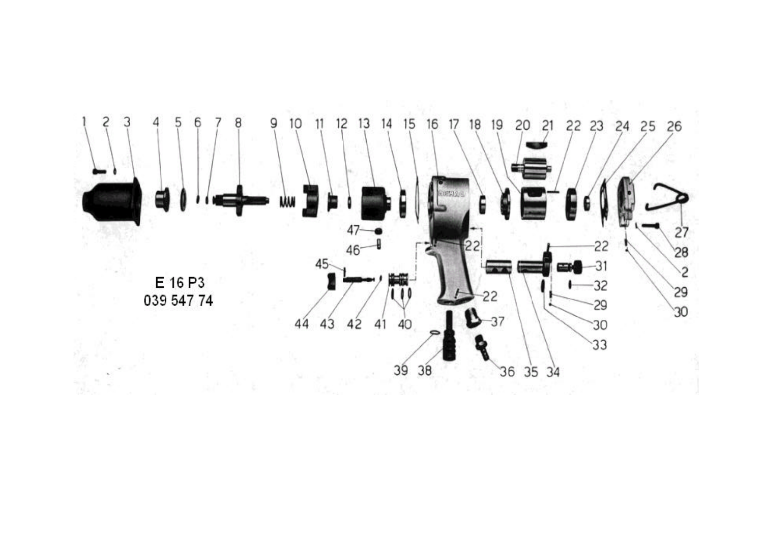E 16 P3
039 547 74